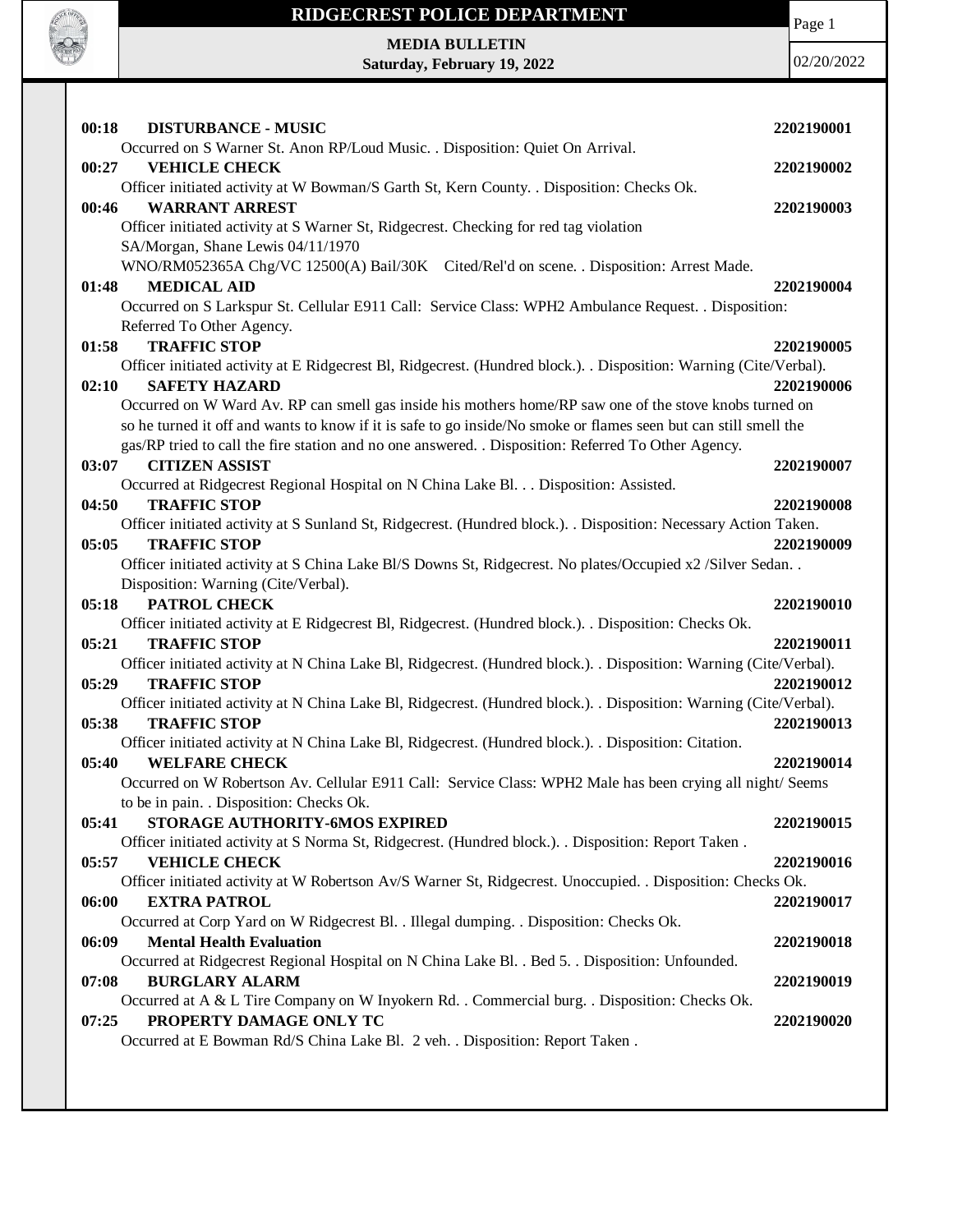# RIDGECREST POLICE DEPARTMENT

**MEDIA BULLETIN**
**Saturday, February 19, 2022**

02/20/2022

**00:18 DISTURBANCE - MUSIC** **2202190001**
Occurred on S Warner St. Anon RP/Loud Music. . Disposition: Quiet On Arrival.

**00:27 VEHICLE CHECK** **2202190002**
Officer initiated activity at W Bowman/S Garth St, Kern County. . Disposition: Checks Ok.

**00:46 WARRANT ARREST** **2202190003**
Officer initiated activity at S Warner St, Ridgecrest. Checking for red tag violation
SA/Morgan, Shane Lewis 04/11/1970
WNO/RM052365A Chg/VC 12500(A) Bail/30K Cited/Rel'd on scene. . Disposition: Arrest Made.

**01:48 MEDICAL AID** **2202190004**
Occurred on S Larkspur St. Cellular E911 Call: Service Class: WPH2 Ambulance Request. . Disposition: Referred To Other Agency.

**01:58 TRAFFIC STOP** **2202190005**
Officer initiated activity at E Ridgecrest Bl, Ridgecrest. (Hundred block.). . Disposition: Warning (Cite/Verbal).

**02:10 SAFETY HAZARD** **2202190006**
Occurred on W Ward Av. RP can smell gas inside his mothers home/RP saw one of the stove knobs turned on so he turned it off and wants to know if it is safe to go inside/No smoke or flames seen but can still smell the gas/RP tried to call the fire station and no one answered. . Disposition: Referred To Other Agency.

**03:07 CITIZEN ASSIST** **2202190007**
Occurred at Ridgecrest Regional Hospital on N China Lake Bl. . . Disposition: Assisted.

**04:50 TRAFFIC STOP** **2202190008**
Officer initiated activity at S Sunland St, Ridgecrest. (Hundred block.). . Disposition: Necessary Action Taken.

**05:05 TRAFFIC STOP** **2202190009**
Officer initiated activity at S China Lake Bl/S Downs St, Ridgecrest. No plates/Occupied x2 /Silver Sedan. . Disposition: Warning (Cite/Verbal).

**05:18 PATROL CHECK** **2202190010**
Officer initiated activity at E Ridgecrest Bl, Ridgecrest. (Hundred block.). . Disposition: Checks Ok.

**05:21 TRAFFIC STOP** **2202190011**
Officer initiated activity at N China Lake Bl, Ridgecrest. (Hundred block.). . Disposition: Warning (Cite/Verbal).

**05:29 TRAFFIC STOP** **2202190012**
Officer initiated activity at N China Lake Bl, Ridgecrest. (Hundred block.). . Disposition: Warning (Cite/Verbal).

**05:38 TRAFFIC STOP** **2202190013**
Officer initiated activity at N China Lake Bl, Ridgecrest. (Hundred block.). . Disposition: Citation.

**05:40 WELFARE CHECK** **2202190014**
Occurred on W Robertson Av. Cellular E911 Call: Service Class: WPH2 Male has been crying all night/ Seems to be in pain. . Disposition: Checks Ok.

**05:41 STORAGE AUTHORITY-6MOS EXPIRED** **2202190015**
Officer initiated activity at S Norma St, Ridgecrest. (Hundred block.). . Disposition: Report Taken .

**05:57 VEHICLE CHECK** **2202190016**
Officer initiated activity at W Robertson Av/S Warner St, Ridgecrest. Unoccupied. . Disposition: Checks Ok.

**06:00 EXTRA PATROL** **2202190017**
Occurred at Corp Yard on W Ridgecrest Bl. . Illegal dumping. . Disposition: Checks Ok.

**06:09 Mental Health Evaluation** **2202190018**
Occurred at Ridgecrest Regional Hospital on N China Lake Bl. . Bed 5. . Disposition: Unfounded.

**07:08 BURGLARY ALARM** **2202190019**
Occurred at A & L Tire Company on W Inyokern Rd. . Commercial burg. . Disposition: Checks Ok.

**07:25 PROPERTY DAMAGE ONLY TC** **2202190020**
Occurred at E Bowman Rd/S China Lake Bl. 2 veh. . Disposition: Report Taken .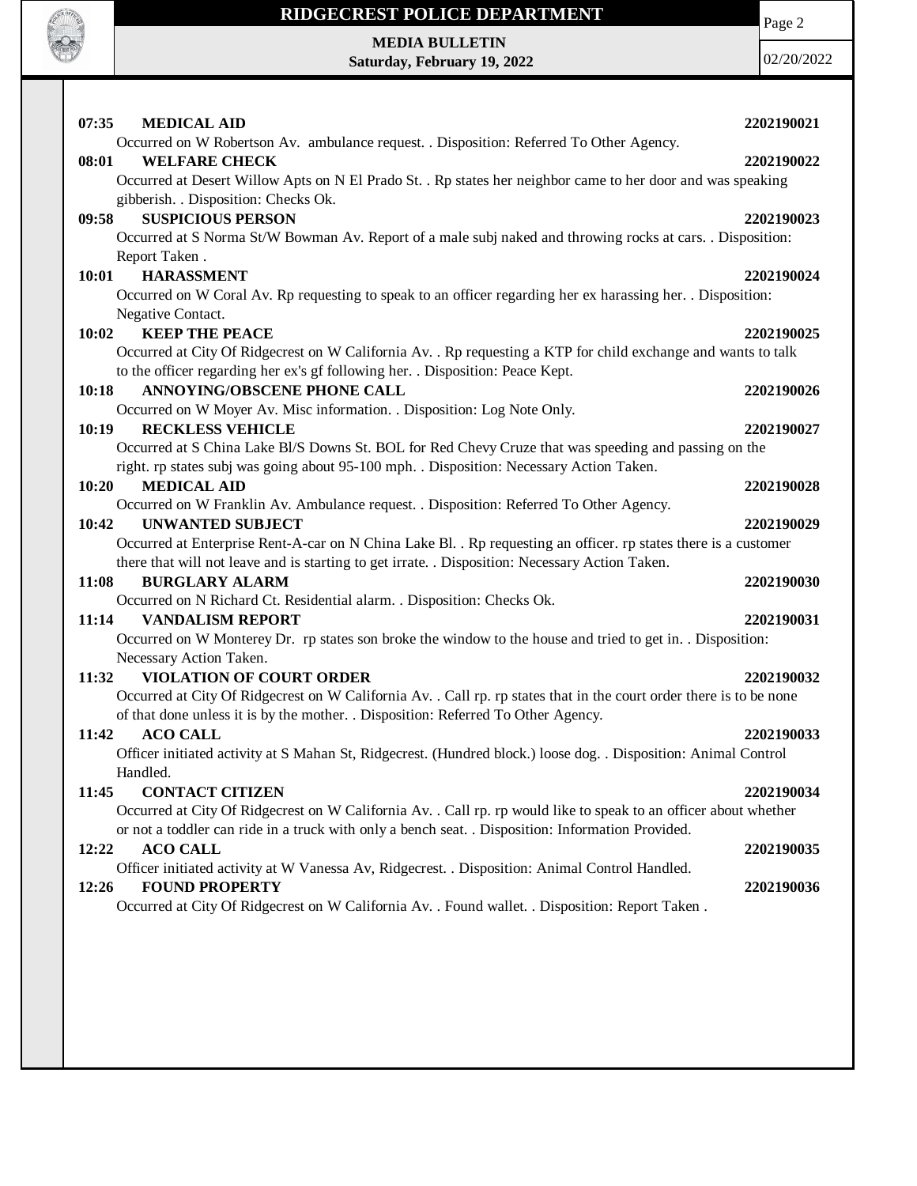**07:35 MEDICAL AID** **2202190021**

Occurred on W Robertson Av. ambulance request. . Disposition: Referred To Other Agency.

**08:01 WELFARE CHECK** **2202190022**

Occurred at Desert Willow Apts on N El Prado St. . Rp states her neighbor came to her door and was speaking gibberish. . Disposition: Checks Ok.

**09:58 SUSPICIOUS PERSON** **2202190023**

Occurred at S Norma St/W Bowman Av. Report of a male subj naked and throwing rocks at cars. . Disposition: Report Taken .

**10:01 HARASSMENT** **2202190024**

Occurred on W Coral Av. Rp requesting to speak to an officer regarding her ex harassing her. . Disposition: Negative Contact.

**10:02 KEEP THE PEACE** **2202190025**

Occurred at City Of Ridgecrest on W California Av. . Rp requesting a KTP for child exchange and wants to talk to the officer regarding her ex's gf following her. . Disposition: Peace Kept.

**10:18 ANNOYING/OBSCENE PHONE CALL** **2202190026**

Occurred on W Moyer Av. Misc information. . Disposition: Log Note Only.

**10:19 RECKLESS VEHICLE** **2202190027**

Occurred at S China Lake Bl/S Downs St. BOL for Red Chevy Cruze that was speeding and passing on the right. rp states subj was going about 95-100 mph. . Disposition: Necessary Action Taken.

**10:20 MEDICAL AID** **2202190028**

Occurred on W Franklin Av. Ambulance request. . Disposition: Referred To Other Agency.

**10:42 UNWANTED SUBJECT** **2202190029**

Occurred at Enterprise Rent-A-car on N China Lake Bl. . Rp requesting an officer. rp states there is a customer there that will not leave and is starting to get irrate. . Disposition: Necessary Action Taken.

**11:08 BURGLARY ALARM** **2202190030**

Occurred on N Richard Ct. Residential alarm. . Disposition: Checks Ok.

**11:14 VANDALISM REPORT** **2202190031**

Occurred on W Monterey Dr. rp states son broke the window to the house and tried to get in. . Disposition: Necessary Action Taken.

**11:32 VIOLATION OF COURT ORDER** **2202190032**

Occurred at City Of Ridgecrest on W California Av. . Call rp. rp states that in the court order there is to be none of that done unless it is by the mother. . Disposition: Referred To Other Agency.

**11:42 ACO CALL** **2202190033**

Officer initiated activity at S Mahan St, Ridgecrest. (Hundred block.) loose dog. . Disposition: Animal Control Handled.

**11:45 CONTACT CITIZEN** **2202190034**

Occurred at City Of Ridgecrest on W California Av. . Call rp. rp would like to speak to an officer about whether or not a toddler can ride in a truck with only a bench seat. . Disposition: Information Provided.

**12:22 ACO CALL** **2202190035**

Officer initiated activity at W Vanessa Av, Ridgecrest. . Disposition: Animal Control Handled.

**12:26 FOUND PROPERTY** **2202190036**

Occurred at City Of Ridgecrest on W California Av. . Found wallet. . Disposition: Report Taken .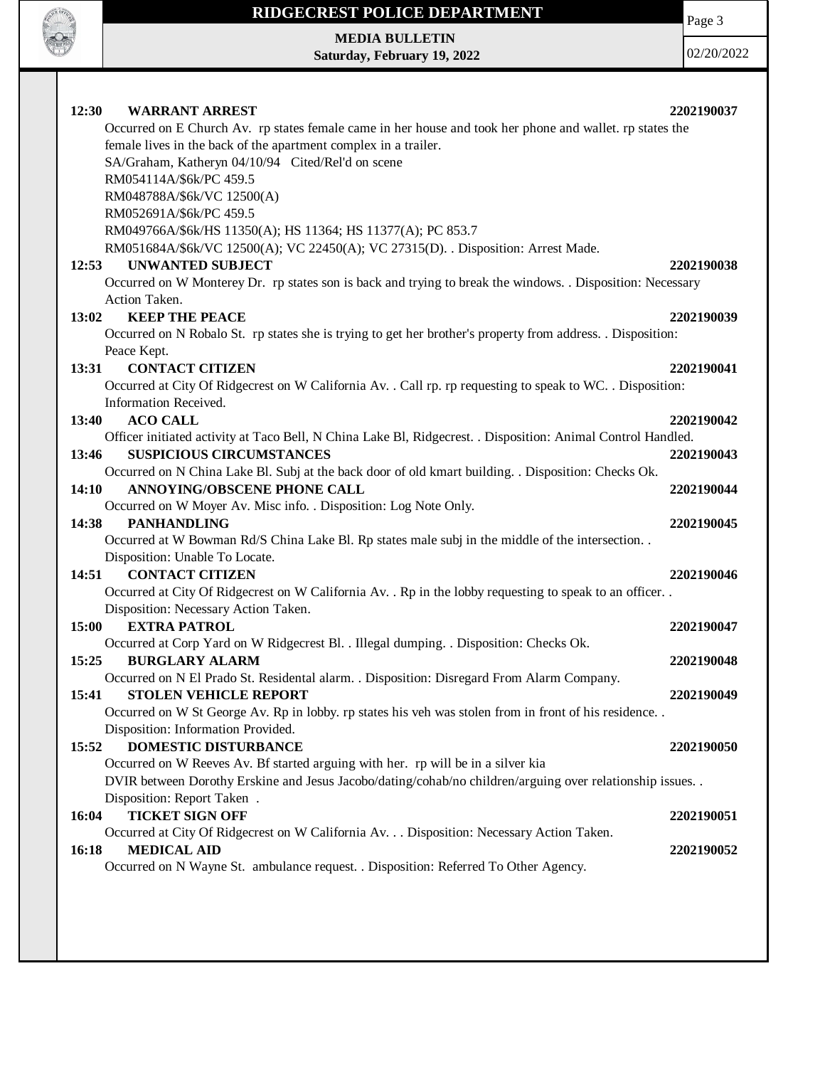**12:30 WARRANT ARREST** 2202190037

Occurred on E Church Av. rp states female came in her house and took her phone and wallet. rp states the female lives in the back of the apartment complex in a trailer.
SA/Graham, Katheryn 04/10/94 Cited/Rel'd on scene
RM054114A/$6k/PC 459.5
RM048788A/$6k/VC 12500(A)
RM052691A/$6k/PC 459.5
RM049766A/$6k/HS 11350(A); HS 11364; HS 11377(A); PC 853.7
RM051684A/$6k/VC 12500(A); VC 22450(A); VC 27315(D). . Disposition: Arrest Made.

**12:53 UNWANTED SUBJECT** 2202190038

Occurred on W Monterey Dr. rp states son is back and trying to break the windows. . Disposition: Necessary Action Taken.

**13:02 KEEP THE PEACE** 2202190039

Occurred on N Robalo St. rp states she is trying to get her brother's property from address. . Disposition: Peace Kept.

**13:31 CONTACT CITIZEN** 2202190041

Occurred at City Of Ridgecrest on W California Av. . Call rp. rp requesting to speak to WC. . Disposition: Information Received.

**13:40 ACO CALL** 2202190042

Officer initiated activity at Taco Bell, N China Lake Bl, Ridgecrest. . Disposition: Animal Control Handled.

**13:46 SUSPICIOUS CIRCUMSTANCES** 2202190043

Occurred on N China Lake Bl. Subj at the back door of old kmart building. . Disposition: Checks Ok.

**14:10 ANNOYING/OBSCENE PHONE CALL** 2202190044

Occurred on W Moyer Av. Misc info. . Disposition: Log Note Only.

**14:38 PANHANDLING** 2202190045

Occurred at W Bowman Rd/S China Lake Bl. Rp states male subj in the middle of the intersection. . Disposition: Unable To Locate.

**14:51 CONTACT CITIZEN** 2202190046

Occurred at City Of Ridgecrest on W California Av. . Rp in the lobby requesting to speak to an officer. . Disposition: Necessary Action Taken.

**15:00 EXTRA PATROL** 2202190047

Occurred at Corp Yard on W Ridgecrest Bl. . Illegal dumping. . Disposition: Checks Ok.

**15:25 BURGLARY ALARM** 2202190048

Occurred on N El Prado St. Residental alarm. . Disposition: Disregard From Alarm Company.

**15:41 STOLEN VEHICLE REPORT** 2202190049

Occurred on W St George Av. Rp in lobby. rp states his veh was stolen from in front of his residence. . Disposition: Information Provided.

**15:52 DOMESTIC DISTURBANCE** 2202190050

Occurred on W Reeves Av. Bf started arguing with her. rp will be in a silver kia
DVIR between Dorothy Erskine and Jesus Jacobo/dating/cohab/no children/arguing over relationship issues. . Disposition: Report Taken .

**16:04 TICKET SIGN OFF** 2202190051

Occurred at City Of Ridgecrest on W California Av. . . Disposition: Necessary Action Taken.

**16:18 MEDICAL AID** 2202190052

Occurred on N Wayne St. ambulance request. . Disposition: Referred To Other Agency.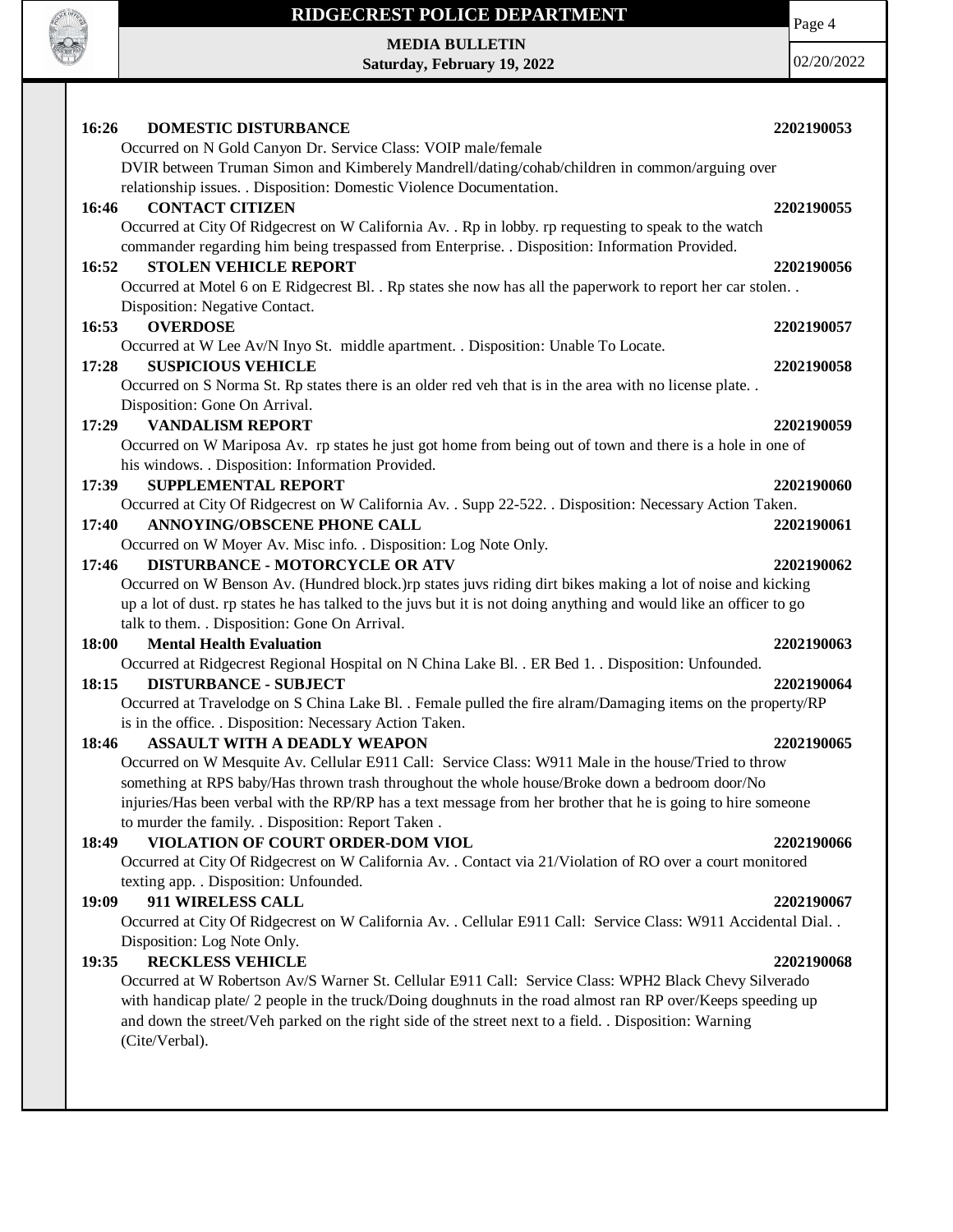**16:26 DOMESTIC DISTURBANCE** **2202190053**

Occurred on N Gold Canyon Dr. Service Class: VOIP male/female DVIR between Truman Simon and Kimberely Mandrell/dating/cohab/children in common/arguing over relationship issues. . Disposition: Domestic Violence Documentation.

**16:46 CONTACT CITIZEN** **2202190055**

Occurred at City Of Ridgecrest on W California Av. . Rp in lobby. rp requesting to speak to the watch commander regarding him being trespassed from Enterprise. . Disposition: Information Provided.

**16:52 STOLEN VEHICLE REPORT** **2202190056**

Occurred at Motel 6 on E Ridgecrest Bl. . Rp states she now has all the paperwork to report her car stolen. . Disposition: Negative Contact.

**16:53 OVERDOSE** **2202190057**

Occurred at W Lee Av/N Inyo St. middle apartment. . Disposition: Unable To Locate.

**17:28 SUSPICIOUS VEHICLE** **2202190058**

Occurred on S Norma St. Rp states there is an older red veh that is in the area with no license plate. . Disposition: Gone On Arrival.

**17:29 VANDALISM REPORT** **2202190059**

Occurred on W Mariposa Av. rp states he just got home from being out of town and there is a hole in one of his windows. . Disposition: Information Provided.

**17:39 SUPPLEMENTAL REPORT** **2202190060**

Occurred at City Of Ridgecrest on W California Av. . Supp 22-522. . Disposition: Necessary Action Taken.

**17:40 ANNOYING/OBSCENE PHONE CALL** **2202190061**

Occurred on W Moyer Av. Misc info. . Disposition: Log Note Only.

**17:46 DISTURBANCE - MOTORCYCLE OR ATV** **2202190062**

Occurred on W Benson Av. (Hundred block.)rp states juvs riding dirt bikes making a lot of noise and kicking up a lot of dust. rp states he has talked to the juvs but it is not doing anything and would like an officer to go talk to them. . Disposition: Gone On Arrival.

**18:00 Mental Health Evaluation** **2202190063**

Occurred at Ridgecrest Regional Hospital on N China Lake Bl. . ER Bed 1. . Disposition: Unfounded.

**18:15 DISTURBANCE - SUBJECT** **2202190064**

Occurred at Travelodge on S China Lake Bl. . Female pulled the fire alram/Damaging items on the property/RP is in the office. . Disposition: Necessary Action Taken.

**18:46 ASSAULT WITH A DEADLY WEAPON** **2202190065**

Occurred on W Mesquite Av. Cellular E911 Call: Service Class: W911 Male in the house/Tried to throw something at RPS baby/Has thrown trash throughout the whole house/Broke down a bedroom door/No injuries/Has been verbal with the RP/RP has a text message from her brother that he is going to hire someone to murder the family. . Disposition: Report Taken .

**18:49 VIOLATION OF COURT ORDER-DOM VIOL** **2202190066**

Occurred at City Of Ridgecrest on W California Av. . Contact via 21/Violation of RO over a court monitored texting app. . Disposition: Unfounded.

**19:09 911 WIRELESS CALL** **2202190067**

Occurred at City Of Ridgecrest on W California Av. . Cellular E911 Call: Service Class: W911 Accidental Dial. . Disposition: Log Note Only.

**19:35 RECKLESS VEHICLE** **2202190068**

Occurred at W Robertson Av/S Warner St. Cellular E911 Call: Service Class: WPH2 Black Chevy Silverado with handicap plate/ 2 people in the truck/Doing doughnuts in the road almost ran RP over/Keeps speeding up and down the street/Veh parked on the right side of the street next to a field. . Disposition: Warning (Cite/Verbal).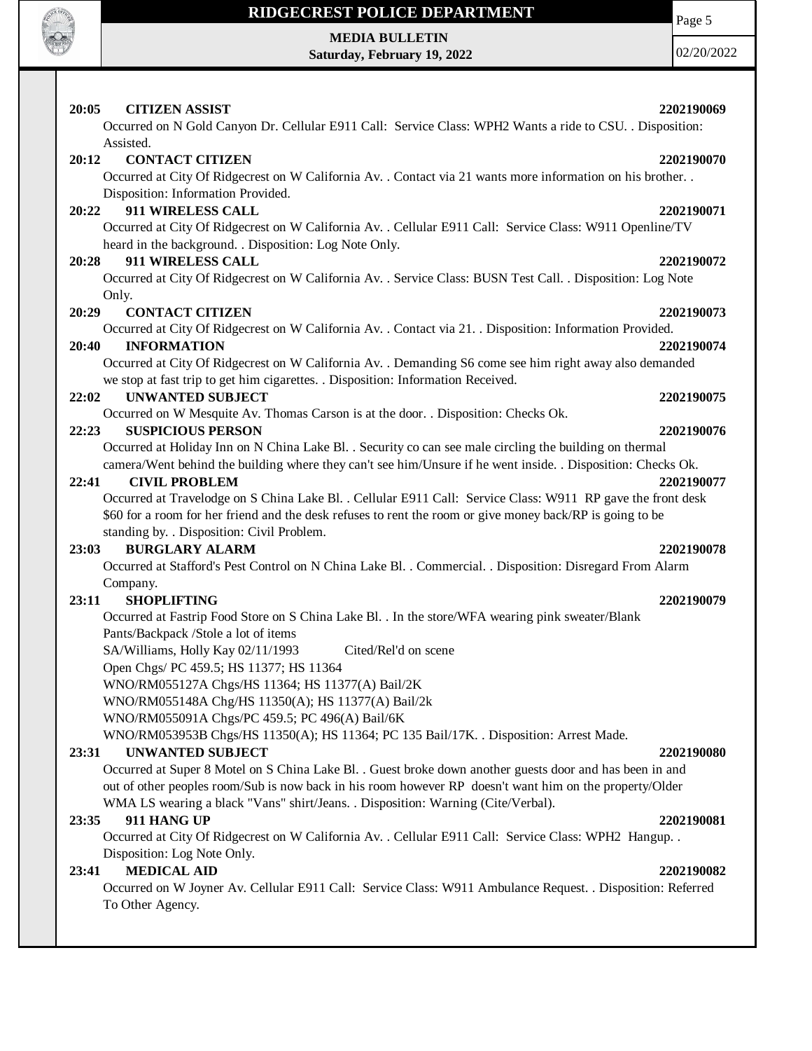**20:05 CITIZEN ASSIST 2202190069**

Occurred on N Gold Canyon Dr. Cellular E911 Call: Service Class: WPH2 Wants a ride to CSU. . Disposition: Assisted.

**20:12 CONTACT CITIZEN 2202190070**

Occurred at City Of Ridgecrest on W California Av. . Contact via 21 wants more information on his brother. . Disposition: Information Provided.

**20:22 911 WIRELESS CALL 2202190071**

Occurred at City Of Ridgecrest on W California Av. . Cellular E911 Call: Service Class: W911 Openline/TV heard in the background. . Disposition: Log Note Only.

**20:28 911 WIRELESS CALL 2202190072**

Occurred at City Of Ridgecrest on W California Av. . Service Class: BUSN Test Call. . Disposition: Log Note Only.

**20:29 CONTACT CITIZEN 2202190073**

Occurred at City Of Ridgecrest on W California Av. . Contact via 21. . Disposition: Information Provided.

**20:40 INFORMATION 2202190074**

Occurred at City Of Ridgecrest on W California Av. . Demanding S6 come see him right away also demanded we stop at fast trip to get him cigarettes. . Disposition: Information Received.

**22:02 UNWANTED SUBJECT 2202190075**

Occurred on W Mesquite Av. Thomas Carson is at the door. . Disposition: Checks Ok.

**22:23 SUSPICIOUS PERSON 2202190076**

Occurred at Holiday Inn on N China Lake Bl. . Security co can see male circling the building on thermal camera/Went behind the building where they can't see him/Unsure if he went inside. . Disposition: Checks Ok.

**22:41 CIVIL PROBLEM 2202190077**

Occurred at Travelodge on S China Lake Bl. . Cellular E911 Call: Service Class: W911 RP gave the front desk $60 for a room for her friend and the desk refuses to rent the room or give money back/RP is going to be standing by. . Disposition: Civil Problem.

**23:03 BURGLARY ALARM 2202190078**

Occurred at Stafford's Pest Control on N China Lake Bl. . Commercial. . Disposition: Disregard From Alarm Company.

**23:11 SHOPLIFTING 2202190079**

Occurred at Fastrip Food Store on S China Lake Bl. . In the store/WFA wearing pink sweater/Blank Pants/Backpack /Stole a lot of items

SA/Williams, Holly Kay 02/11/1993 Cited/Rel'd on scene

Open Chgs/ PC 459.5; HS 11377; HS 11364

WNO/RM055127A Chgs/HS 11364; HS 11377(A) Bail/2K

WNO/RM055148A Chg/HS 11350(A); HS 11377(A) Bail/2k

WNO/RM055091A Chgs/PC 459.5; PC 496(A) Bail/6K

WNO/RM053953B Chgs/HS 11350(A); HS 11364; PC 135 Bail/17K. . Disposition: Arrest Made.

**23:31 UNWANTED SUBJECT 2202190080**

Occurred at Super 8 Motel on S China Lake Bl. . Guest broke down another guests door and has been in and out of other peoples room/Sub is now back in his room however RP doesn't want him on the property/Older WMA LS wearing a black "Vans" shirt/Jeans. . Disposition: Warning (Cite/Verbal).

**23:35 911 HANG UP 2202190081**

Occurred at City Of Ridgecrest on W California Av. . Cellular E911 Call: Service Class: WPH2 Hangup. . Disposition: Log Note Only.

**23:41 MEDICAL AID 2202190082**

Occurred on W Joyner Av. Cellular E911 Call: Service Class: W911 Ambulance Request. . Disposition: Referred To Other Agency.